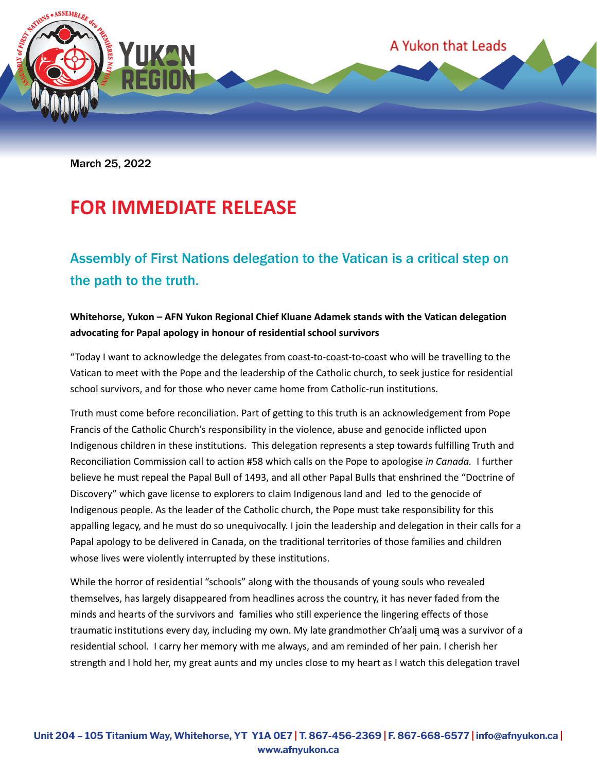March 25, 2022

# FOR IMMEDIATE RELEASE

## Assembly of First Nations delegation to the Vatican is a critical step on the path to the truth.

**Whitehorse, Yukon – AFN Yukon Regional Chief Kluane Adamek stands with the Vatican delegation advocating for Papal apology in honour of residential school survivors**

"Today I want to acknowledge the delegates from coast-to-coast-to-coast who will be travelling to the Vatican to meet with the Pope and the leadership of the Catholic church, to seek justice for residential school survivors, and for those who never came home from Catholic-run institutions.

Truth must come before reconciliation. Part of getting to this truth is an acknowledgement from Pope Francis of the Catholic Church's responsibility in the violence, abuse and genocide inflicted upon Indigenous children in these institutions. This delegation represents a step towards fulfilling Truth and Reconciliation Commission call to action #58 which calls on the Pope to apologise *in Canada.* I further believe he must repeal the Papal Bull of 1493, and all other Papal Bulls that enshrined the "Doctrine of Discovery" which gave license to explorers to claim Indigenous land and led to the genocide of Indigenous people. As the leader of the Catholic church, the Pope must take responsibility for this appalling legacy, and he must do so unequivocally. I join the leadership and delegation in their calls for a Papal apology to be delivered in Canada, on the traditional territories of those families and children whose lives were violently interrupted by these institutions.

While the horror of residential "schools" along with the thousands of young souls who revealed themselves, has largely disappeared from headlines across the country, it has never faded from the minds and hearts of the survivors and families who still experience the lingering effects of those traumatic institutions every day, including my own. My late grandmother Ch'aalį umą was a survivor of a residential school. I carry her memory with me always, and am reminded of her pain. I cherish her strength and I hold her, my great aunts and my uncles close to my heart as I watch this delegation travel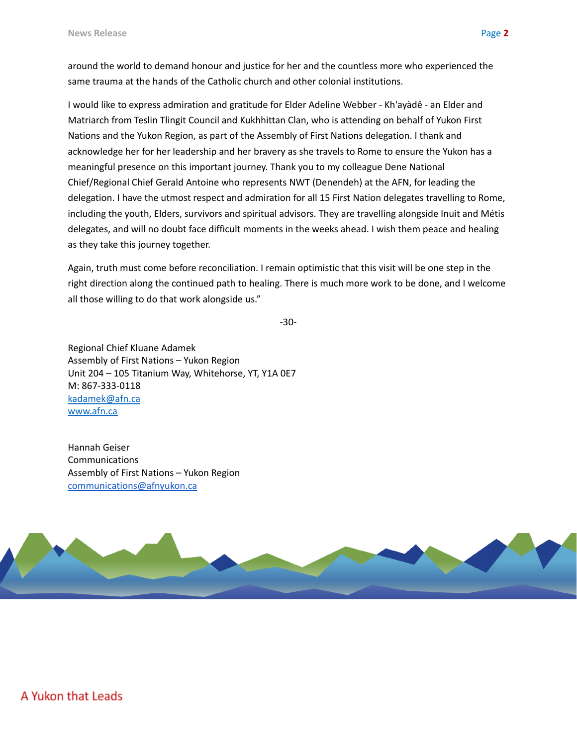around the world to demand honour and justice for her and the countless more who experienced the same trauma at the hands of the Catholic church and other colonial institutions.

I would like to express admiration and gratitude for Elder Adeline Webber - Kh'ayàdê - an Elder and Matriarch from Teslin Tlingit Council and Kukhhittan Clan, who is attending on behalf of Yukon First Nations and the Yukon Region, as part of the Assembly of First Nations delegation. I thank and acknowledge her for her leadership and her bravery as she travels to Rome to ensure the Yukon has a meaningful presence on this important journey. Thank you to my colleague Dene National Chief/Regional Chief Gerald Antoine who represents NWT (Denendeh) at the AFN, for leading the delegation. I have the utmost respect and admiration for all 15 First Nation delegates travelling to Rome, including the youth, Elders, survivors and spiritual advisors. They are travelling alongside Inuit and Métis delegates, and will no doubt face difficult moments in the weeks ahead. I wish them peace and healing as they take this journey together.

Again, truth must come before reconciliation. I remain optimistic that this visit will be one step in the right direction along the continued path to healing. There is much more work to be done, and I welcome all those willing to do that work alongside us."

-30-

Regional Chief Kluane Adamek
Assembly of First Nations – Yukon Region
Unit 204 – 105 Titanium Way, Whitehorse, YT, Y1A 0E7
M: 867-333-0118
kadamek@afn.ca
www.afn.ca

Hannah Geiser
Communications
Assembly of First Nations – Yukon Region
communications@afnyukon.ca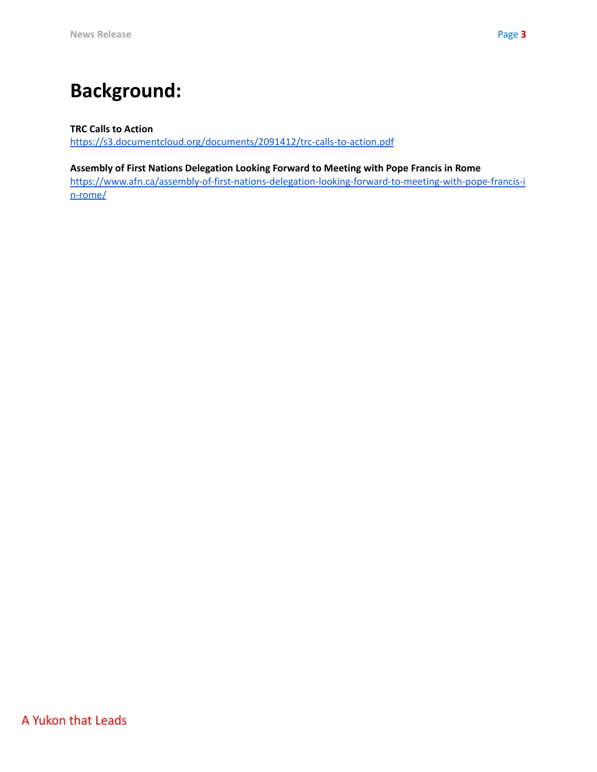# Background:

**TRC Calls to Action**
https://s3.documentcloud.org/documents/2091412/trc-calls-to-action.pdf

**Assembly of First Nations Delegation Looking Forward to Meeting with Pope Francis in Rome**
https://www.afn.ca/assembly-of-first-nations-delegation-looking-forward-to-meeting-with-pope-francis-in-rome/